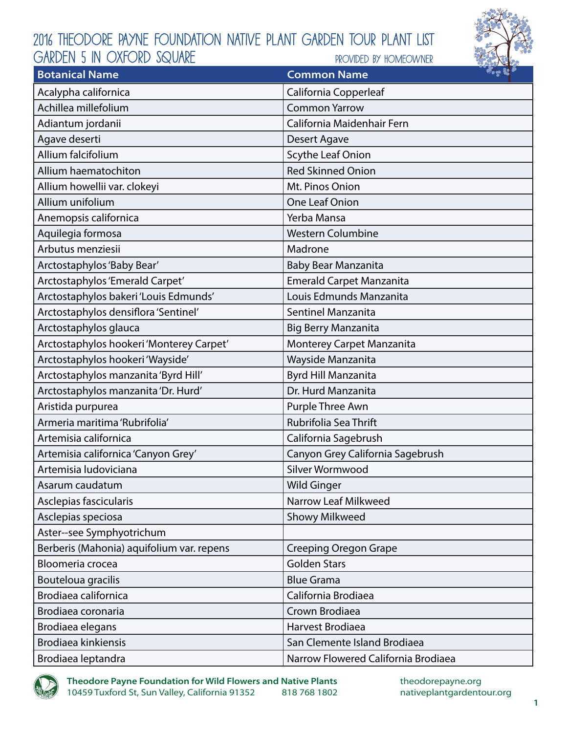# 2016 Theodore Payne Foundation Native Plant Garden Tour Plant List

## Garden 5 in Oxford Square

Provided by Homeowner

| Botanical Name | Common Name |
|---|---|
| Acalypha californica | California Copperleaf |
| Achillea millefolium | Common Yarrow |
| Adiantum jordanii | California Maidenhair Fern |
| Agave deserti | Desert Agave |
| Allium falcifolium | Scythe Leaf Onion |
| Allium haematochiton | Red Skinned Onion |
| Allium howellii var. clokeyi | Mt. Pinos Onion |
| Allium unifolium | One Leaf Onion |
| Anemopsis californica | Yerba Mansa |
| Aquilegia formosa | Western Columbine |
| Arbutus menziesii | Madrone |
| Arctostaphylos 'Baby Bear' | Baby Bear Manzanita |
| Arctostaphylos 'Emerald Carpet' | Emerald Carpet Manzanita |
| Arctostaphylos bakeri 'Louis Edmunds' | Louis Edmunds Manzanita |
| Arctostaphylos densiflora 'Sentinel' | Sentinel Manzanita |
| Arctostaphylos glauca | Big Berry Manzanita |
| Arctostaphylos hookeri 'Monterey Carpet' | Monterey Carpet Manzanita |
| Arctostaphylos hookeri 'Wayside' | Wayside Manzanita |
| Arctostaphylos manzanita 'Byrd Hill' | Byrd Hill Manzanita |
| Arctostaphylos manzanita 'Dr. Hurd' | Dr. Hurd Manzanita |
| Aristida purpurea | Purple Three Awn |
| Armeria maritima 'Rubrifolia' | Rubrifolia Sea Thrift |
| Artemisia californica | California Sagebrush |
| Artemisia californica 'Canyon Grey' | Canyon Grey California Sagebrush |
| Artemisia ludoviciana | Silver Wormwood |
| Asarum caudatum | Wild Ginger |
| Asclepias fascicularis | Narrow Leaf Milkweed |
| Asclepias speciosa | Showy Milkweed |
| Aster--see Symphyotrichum | |
| Berberis (Mahonia) aquifolium var. repens | Creeping Oregon Grape |
| Bloomeria crocea | Golden Stars |
| Bouteloua gracilis | Blue Grama |
| Brodiaea californica | California Brodiaea |
| Brodiaea coronaria | Crown Brodiaea |
| Brodiaea elegans | Harvest Brodiaea |
| Brodiaea kinkiensis | San Clemente Island Brodiaea |
| Brodiaea leptandra | Narrow Flowered California Brodiaea |

**Theodore Payne Foundation for Wild Flowers and Native Plants**
10459 Tuxford St, Sun Valley, California 91352 818 768 1802
theodorepayne.org
nativeplantgardentour.org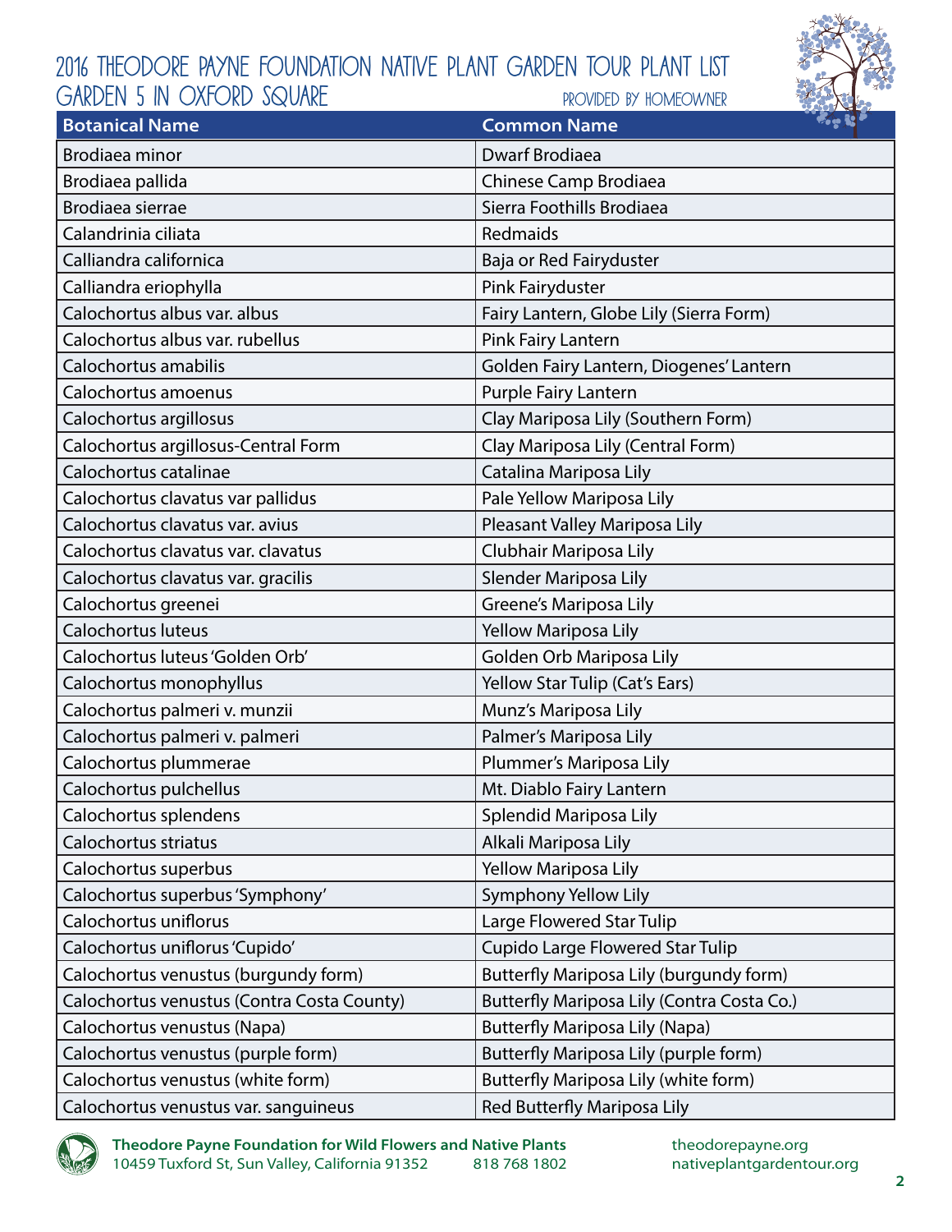# 2016 Theodore Payne Foundation Native Plant Garden Tour Plant List
## Garden 5 in Oxford Square

Provided by Homeowner

| Botanical Name | Common Name |
|---|---|
| Brodiaea minor | Dwarf Brodiaea |
| Brodiaea pallida | Chinese Camp Brodiaea |
| Brodiaea sierrae | Sierra Foothills Brodiaea |
| Calandrinia ciliata | Redmaids |
| Calliandra californica | Baja or Red Fairyduster |
| Calliandra eriophylla | Pink Fairyduster |
| Calochortus albus var. albus | Fairy Lantern, Globe Lily (Sierra Form) |
| Calochortus albus var. rubellus | Pink Fairy Lantern |
| Calochortus amabilis | Golden Fairy Lantern, Diogenes' Lantern |
| Calochortus amoenus | Purple Fairy Lantern |
| Calochortus argillosus | Clay Mariposa Lily (Southern Form) |
| Calochortus argillosus-Central Form | Clay Mariposa Lily (Central Form) |
| Calochortus catalinae | Catalina Mariposa Lily |
| Calochortus clavatus var pallidus | Pale Yellow Mariposa Lily |
| Calochortus clavatus var. avius | Pleasant Valley Mariposa Lily |
| Calochortus clavatus var. clavatus | Clubhair Mariposa Lily |
| Calochortus clavatus var. gracilis | Slender Mariposa Lily |
| Calochortus greenei | Greene's Mariposa Lily |
| Calochortus luteus | Yellow Mariposa Lily |
| Calochortus luteus 'Golden Orb' | Golden Orb Mariposa Lily |
| Calochortus monophyllus | Yellow Star Tulip (Cat's Ears) |
| Calochortus palmeri v. munzii | Munz's Mariposa Lily |
| Calochortus palmeri v. palmeri | Palmer's Mariposa Lily |
| Calochortus plummerae | Plummer's Mariposa Lily |
| Calochortus pulchellus | Mt. Diablo Fairy Lantern |
| Calochortus splendens | Splendid Mariposa Lily |
| Calochortus striatus | Alkali Mariposa Lily |
| Calochortus superbus | Yellow Mariposa Lily |
| Calochortus superbus 'Symphony' | Symphony Yellow Lily |
| Calochortus uniflorus | Large Flowered Star Tulip |
| Calochortus uniflorus 'Cupido' | Cupido Large Flowered Star Tulip |
| Calochortus venustus (burgundy form) | Butterfly Mariposa Lily (burgundy form) |
| Calochortus venustus (Contra Costa County) | Butterfly Mariposa Lily (Contra Costa Co.) |
| Calochortus venustus (Napa) | Butterfly Mariposa Lily (Napa) |
| Calochortus venustus (purple form) | Butterfly Mariposa Lily (purple form) |
| Calochortus venustus (white form) | Butterfly Mariposa Lily (white form) |
| Calochortus venustus var. sanguineus | Red Butterfly Mariposa Lily |

**Theodore Payne Foundation for Wild Flowers and Native Plants**
10459 Tuxford St, Sun Valley, California 91352 818 768 1802
theodorepayne.org
nativeplantgardentour.org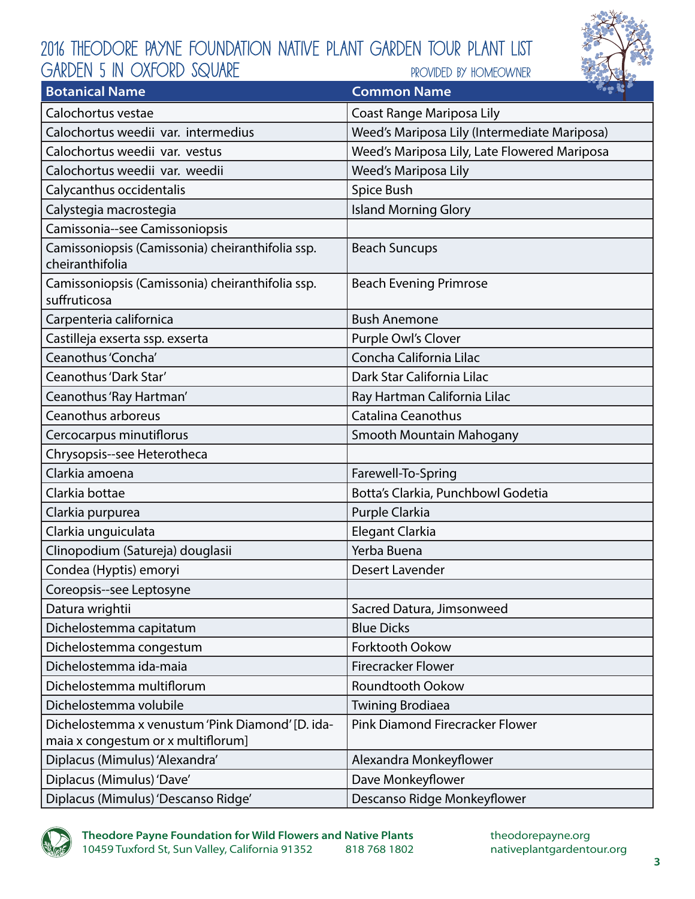# 2016 Theodore Payne Foundation Native Plant Garden Tour Plant List

## Garden 5 in Oxford Square

Provided by Homeowner

| Botanical Name | Common Name |
| --- | --- |
| Calochortus vestae | Coast Range Mariposa Lily |
| Calochortus weedii var. intermedius | Weed's Mariposa Lily (Intermediate Mariposa) |
| Calochortus weedii var. vestus | Weed's Mariposa Lily, Late Flowered Mariposa |
| Calochortus weedii var. weedii | Weed's Mariposa Lily |
| Calycanthus occidentalis | Spice Bush |
| Calystegia macrostegia | Island Morning Glory |
| Camissonia--see Camissoniopsis | |
| Camissoniopsis (Camissonia) cheiranthifolia ssp. cheiranthifolia | Beach Suncups |
| Camissoniopsis (Camissonia) cheiranthifolia ssp. suffruticosa | Beach Evening Primrose |
| Carpenteria californica | Bush Anemone |
| Castilleja exserta ssp. exserta | Purple Owl's Clover |
| Ceanothus 'Concha' | Concha California Lilac |
| Ceanothus 'Dark Star' | Dark Star California Lilac |
| Ceanothus 'Ray Hartman' | Ray Hartman California Lilac |
| Ceanothus arboreus | Catalina Ceanothus |
| Cercocarpus minutiflorus | Smooth Mountain Mahogany |
| Chrysopsis--see Heterotheca | |
| Clarkia amoena | Farewell-To-Spring |
| Clarkia bottae | Botta's Clarkia, Punchbowl Godetia |
| Clarkia purpurea | Purple Clarkia |
| Clarkia unguiculata | Elegant Clarkia |
| Clinopodium (Satureja) douglasii | Yerba Buena |
| Condea (Hyptis) emoryi | Desert Lavender |
| Coreopsis--see Leptosyne | |
| Datura wrightii | Sacred Datura, Jimsonweed |
| Dichelostemma capitatum | Blue Dicks |
| Dichelostemma congestum | Forktooth Ookow |
| Dichelostemma ida-maia | Firecracker Flower |
| Dichelostemma multiflorum | Roundtooth Ookow |
| Dichelostemma volubile | Twining Brodiaea |
| Dichelostemma x venustum 'Pink Diamond' [D. ida-maia x congestum or x multiflorum] | Pink Diamond Firecracker Flower |
| Diplacus (Mimulus) 'Alexandra' | Alexandra Monkeyflower |
| Diplacus (Mimulus) 'Dave' | Dave Monkeyflower |
| Diplacus (Mimulus) 'Descanso Ridge' | Descanso Ridge Monkeyflower |

**Theodore Payne Foundation for Wild Flowers and Native Plants**
10459 Tuxford St, Sun Valley, California 91352 818 768 1802
theodorepayne.org
nativeplantgardentour.org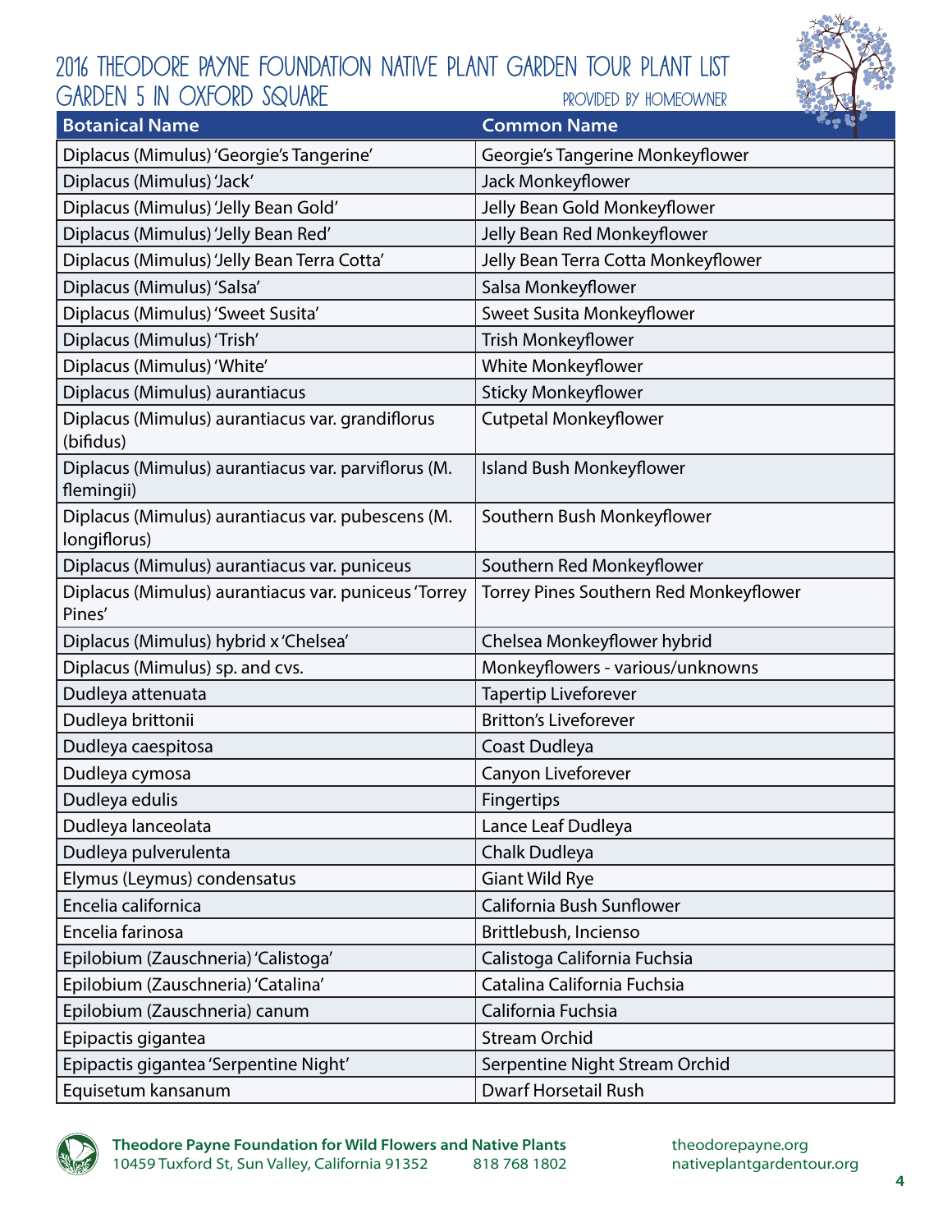# 2016 Theodore Payne Foundation Native Plant Garden Tour Plant List

## Garden 5 in Oxford Square

Provided by Homeowner

| Botanical Name | Common Name |
| --- | --- |
| Diplacus (Mimulus) 'Georgie's Tangerine' | Georgie's Tangerine Monkeyflower |
| Diplacus (Mimulus) 'Jack' | Jack Monkeyflower |
| Diplacus (Mimulus) 'Jelly Bean Gold' | Jelly Bean Gold Monkeyflower |
| Diplacus (Mimulus) 'Jelly Bean Red' | Jelly Bean Red Monkeyflower |
| Diplacus (Mimulus) 'Jelly Bean Terra Cotta' | Jelly Bean Terra Cotta Monkeyflower |
| Diplacus (Mimulus) 'Salsa' | Salsa Monkeyflower |
| Diplacus (Mimulus) 'Sweet Susita' | Sweet Susita Monkeyflower |
| Diplacus (Mimulus) 'Trish' | Trish Monkeyflower |
| Diplacus (Mimulus) 'White' | White Monkeyflower |
| Diplacus (Mimulus) aurantiacus | Sticky Monkeyflower |
| Diplacus (Mimulus) aurantiacus var. grandiflorus (bifidus) | Cutpetal Monkeyflower |
| Diplacus (Mimulus) aurantiacus var. parviflorus (M. flemingii) | Island Bush Monkeyflower |
| Diplacus (Mimulus) aurantiacus var. pubescens (M. longiflorus) | Southern Bush Monkeyflower |
| Diplacus (Mimulus) aurantiacus var. puniceus | Southern Red Monkeyflower |
| Diplacus (Mimulus) aurantiacus var. puniceus 'Torrey Pines' | Torrey Pines Southern Red Monkeyflower |
| Diplacus (Mimulus) hybrid x 'Chelsea' | Chelsea Monkeyflower hybrid |
| Diplacus (Mimulus) sp. and cvs. | Monkeyflowers - various/unknowns |
| Dudleya attenuata | Tapertip Liveforever |
| Dudleya brittonii | Britton's Liveforever |
| Dudleya caespitosa | Coast Dudleya |
| Dudleya cymosa | Canyon Liveforever |
| Dudleya edulis | Fingertips |
| Dudleya lanceolata | Lance Leaf Dudleya |
| Dudleya pulverulenta | Chalk Dudleya |
| Elymus (Leymus) condensatus | Giant Wild Rye |
| Encelia californica | California Bush Sunflower |
| Encelia farinosa | Brittlebush, Incienso |
| Epilobium (Zauschneria) 'Calistoga' | Calistoga California Fuchsia |
| Epilobium (Zauschneria) 'Catalina' | Catalina California Fuchsia |
| Epilobium (Zauschneria) canum | California Fuchsia |
| Epipactis gigantea | Stream Orchid |
| Epipactis gigantea 'Serpentine Night' | Serpentine Night Stream Orchid |
| Equisetum kansanum | Dwarf Horsetail Rush |

**Theodore Payne Foundation for Wild Flowers and Native Plants**
10459 Tuxford St, Sun Valley, California 91352 818 768 1802
theodorepayne.org
nativeplantgardentour.org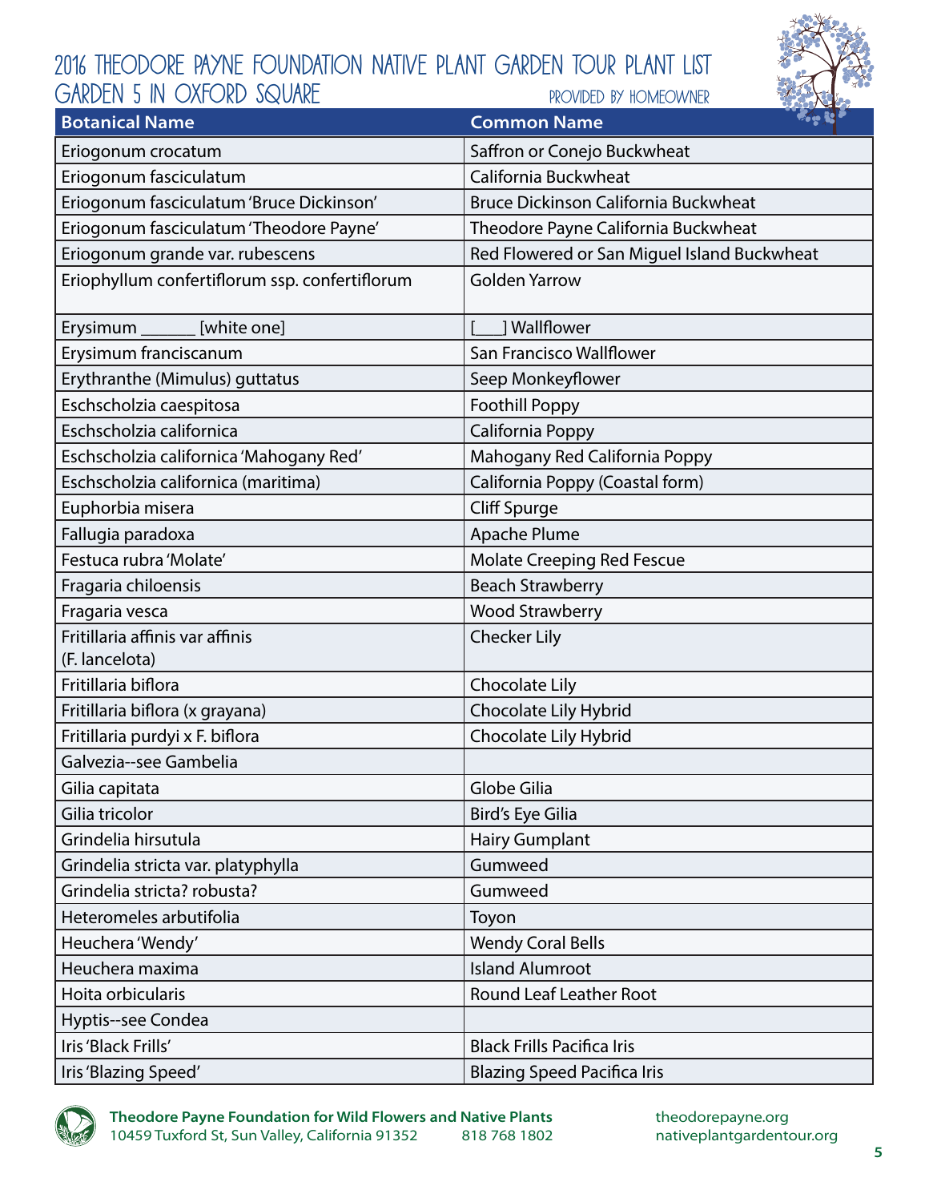# 2016 Theodore Payne Foundation Native Plant Garden Tour Plant List

## Garden 5 in Oxford Square

Provided by homeowner

| Botanical Name | Common Name |
|---|---|
| Eriogonum crocatum | Saffron or Conejo Buckwheat |
| Eriogonum fasciculatum | California Buckwheat |
| Eriogonum fasciculatum 'Bruce Dickinson' | Bruce Dickinson California Buckwheat |
| Eriogonum fasciculatum 'Theodore Payne' | Theodore Payne California Buckwheat |
| Eriogonum grande var. rubescens | Red Flowered or San Miguel Island Buckwheat |
| Eriophyllum confertiflorum ssp. confertiflorum | Golden Yarrow |
| Erysimum ______ [white one] | [___] Wallflower |
| Erysimum franciscanum | San Francisco Wallflower |
| Erythranthe (Mimulus) guttatus | Seep Monkeyflower |
| Eschscholzia caespitosa | Foothill Poppy |
| Eschscholzia californica | California Poppy |
| Eschscholzia californica 'Mahogany Red' | Mahogany Red California Poppy |
| Eschscholzia californica (maritima) | California Poppy (Coastal form) |
| Euphorbia misera | Cliff Spurge |
| Fallugia paradoxa | Apache Plume |
| Festuca rubra 'Molate' | Molate Creeping Red Fescue |
| Fragaria chiloensis | Beach Strawberry |
| Fragaria vesca | Wood Strawberry |
| Fritillaria affinis var affinis (F. lancelota) | Checker Lily |
| Fritillaria biflora | Chocolate Lily |
| Fritillaria biflora (x grayana) | Chocolate Lily Hybrid |
| Fritillaria purdyi x F. biflora | Chocolate Lily Hybrid |
| Galvezia--see Gambelia | |
| Gilia capitata | Globe Gilia |
| Gilia tricolor | Bird's Eye Gilia |
| Grindelia hirsutula | Hairy Gumplant |
| Grindelia stricta var. platyphylla | Gumweed |
| Grindelia stricta? robusta? | Gumweed |
| Heteromeles arbutifolia | Toyon |
| Heuchera 'Wendy' | Wendy Coral Bells |
| Heuchera maxima | Island Alumroot |
| Hoita orbicularis | Round Leaf Leather Root |
| Hyptis--see Condea | |
| Iris 'Black Frills' | Black Frills Pacifica Iris |
| Iris 'Blazing Speed' | Blazing Speed Pacifica Iris |

**Theodore Payne Foundation for Wild Flowers and Native Plants**
10459 Tuxford St, Sun Valley, California 91352 818 768 1802
theodorepayne.org
nativeplantgardentour.org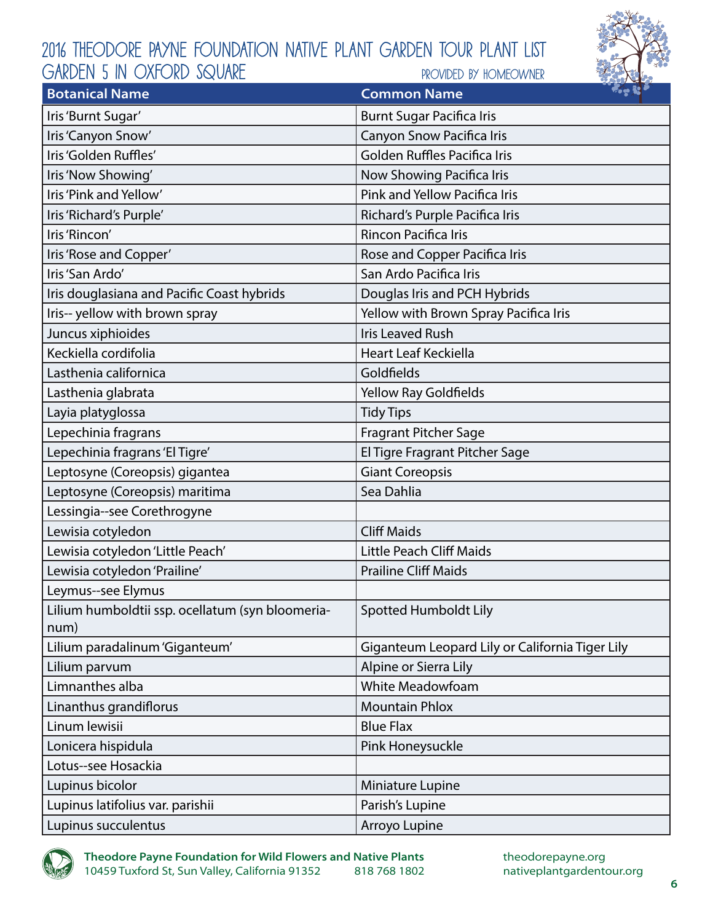# 2016 Theodore Payne Foundation Native Plant Garden Tour Plant List
## Garden 5 in Oxford Square

Provided by Homeowner

| Botanical Name | Common Name |
|---|---|
| Iris 'Burnt Sugar' | Burnt Sugar Pacifica Iris |
| Iris 'Canyon Snow' | Canyon Snow Pacifica Iris |
| Iris 'Golden Ruffles' | Golden Ruffles Pacifica Iris |
| Iris 'Now Showing' | Now Showing Pacifica Iris |
| Iris 'Pink and Yellow' | Pink and Yellow Pacifica Iris |
| Iris 'Richard's Purple' | Richard's Purple Pacifica Iris |
| Iris 'Rincon' | Rincon Pacifica Iris |
| Iris 'Rose and Copper' | Rose and Copper Pacifica Iris |
| Iris 'San Ardo' | San Ardo Pacifica Iris |
| Iris douglasiana and Pacific Coast hybrids | Douglas Iris and PCH Hybrids |
| Iris-- yellow with brown spray | Yellow with Brown Spray Pacifica Iris |
| Juncus xiphioides | Iris Leaved Rush |
| Keckiella cordifolia | Heart Leaf Keckiella |
| Lasthenia californica | Goldfields |
| Lasthenia glabrata | Yellow Ray Goldfields |
| Layia platyglossa | Tidy Tips |
| Lepechinia fragrans | Fragrant Pitcher Sage |
| Lepechinia fragrans 'El Tigre' | El Tigre Fragrant Pitcher Sage |
| Leptosyne (Coreopsis) gigantea | Giant Coreopsis |
| Leptosyne (Coreopsis) maritima | Sea Dahlia |
| Lessingia--see Corethrogyne | |
| Lewisia cotyledon | Cliff Maids |
| Lewisia cotyledon 'Little Peach' | Little Peach Cliff Maids |
| Lewisia cotyledon 'Prailine' | Prailine Cliff Maids |
| Leymus--see Elymus | |
| Lilium humboldtii ssp. ocellatum (syn bloomeria-num) | Spotted Humboldt Lily |
| Lilium paradalinum 'Giganteum' | Giganteum Leopard Lily or California Tiger Lily |
| Lilium parvum | Alpine or Sierra Lily |
| Limnanthes alba | White Meadowfoam |
| Linanthus grandiflorus | Mountain Phlox |
| Linum lewisii | Blue Flax |
| Lonicera hispidula | Pink Honeysuckle |
| Lotus--see Hosackia | |
| Lupinus bicolor | Miniature Lupine |
| Lupinus latifolius var. parishii | Parish's Lupine |
| Lupinus succulentus | Arroyo Lupine |

**Theodore Payne Foundation for Wild Flowers and Native Plants**
10459 Tuxford St, Sun Valley, California 91352 818 768 1802
theodorepayne.org
nativeplantgardentour.org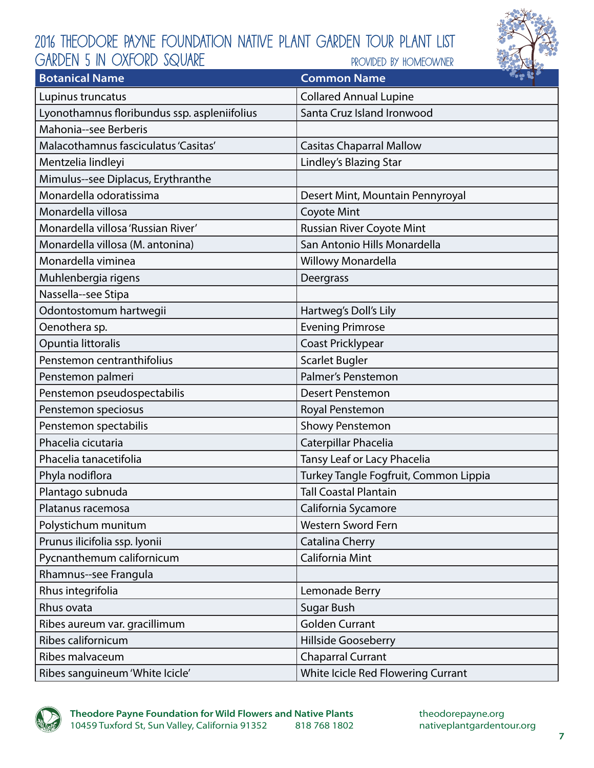# 2016 Theodore Payne Foundation Native Plant Garden Tour Plant List

## Garden 5 in Oxford Square

Provided by Homeowner

| Botanical Name | Common Name |
| --- | --- |
| Lupinus truncatus | Collared Annual Lupine |
| Lyonothamnus floribundus ssp. aspleniifolius | Santa Cruz Island Ironwood |
| Mahonia--see Berberis | |
| Malacothamnus fasciculatus 'Casitas' | Casitas Chaparral Mallow |
| Mentzelia lindleyi | Lindley's Blazing Star |
| Mimulus--see Diplacus, Erythranthe | |
| Monardella odoratissima | Desert Mint, Mountain Pennyroyal |
| Monardella villosa | Coyote Mint |
| Monardella villosa 'Russian River' | Russian River Coyote Mint |
| Monardella villosa (M. antonina) | San Antonio Hills Monardella |
| Monardella viminea | Willowy Monardella |
| Muhlenbergia rigens | Deergrass |
| Nassella--see Stipa | |
| Odontostomum hartwegii | Hartweg's Doll's Lily |
| Oenothera sp. | Evening Primrose |
| Opuntia littoralis | Coast Pricklypear |
| Penstemon centranthifolius | Scarlet Bugler |
| Penstemon palmeri | Palmer's Penstemon |
| Penstemon pseudospectabilis | Desert Penstemon |
| Penstemon speciosus | Royal Penstemon |
| Penstemon spectabilis | Showy Penstemon |
| Phacelia cicutaria | Caterpillar Phacelia |
| Phacelia tanacetifolia | Tansy Leaf or Lacy Phacelia |
| Phyla nodiflora | Turkey Tangle Fogfruit, Common Lippia |
| Plantago subnuda | Tall Coastal Plantain |
| Platanus racemosa | California Sycamore |
| Polystichum munitum | Western Sword Fern |
| Prunus ilicifolia ssp. lyonii | Catalina Cherry |
| Pycnanthemum californicum | California Mint |
| Rhamnus--see Frangula | |
| Rhus integrifolia | Lemonade Berry |
| Rhus ovata | Sugar Bush |
| Ribes aureum var. gracillimum | Golden Currant |
| Ribes californicum | Hillside Gooseberry |
| Ribes malvaceum | Chaparral Currant |
| Ribes sanguineum 'White Icicle' | White Icicle Red Flowering Currant |

**Theodore Payne Foundation for Wild Flowers and Native Plants**
10459 Tuxford St, Sun Valley, California 91352 818 768 1802
theodorepayne.org
nativeplantgardentour.org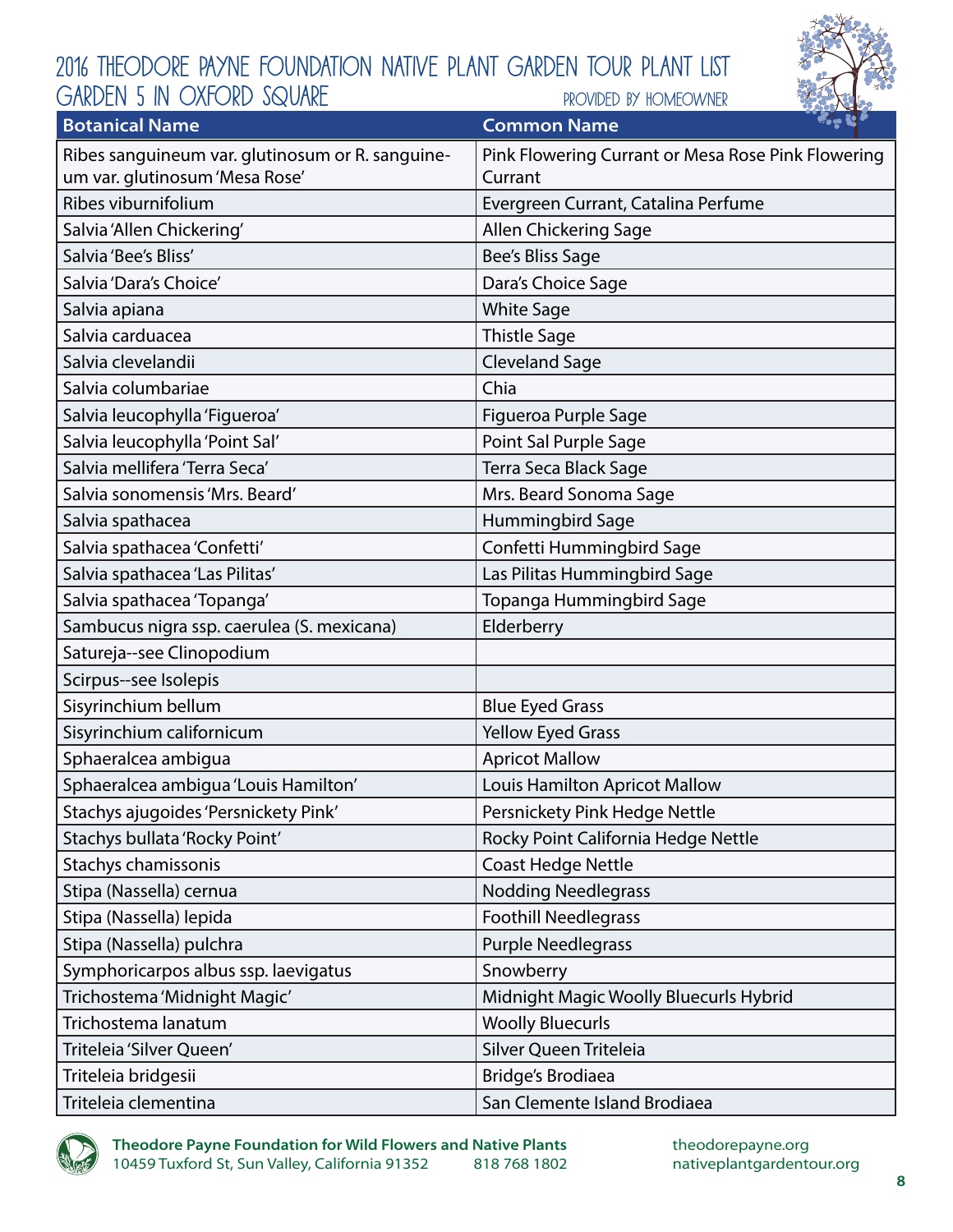# 2016 Theodore Payne Foundation Native Plant Garden Tour Plant List

## Garden 5 in Oxford Square

Provided by Homeowner

| Botanical Name | Common Name |
|---|---|
| Ribes sanguineum var. glutinosum or R. sanguineum var. glutinosum 'Mesa Rose' | Pink Flowering Currant or Mesa Rose Pink Flowering Currant |
| Ribes viburnifolium | Evergreen Currant, Catalina Perfume |
| Salvia 'Allen Chickering' | Allen Chickering Sage |
| Salvia 'Bee's Bliss' | Bee's Bliss Sage |
| Salvia 'Dara's Choice' | Dara's Choice Sage |
| Salvia apiana | White Sage |
| Salvia carduacea | Thistle Sage |
| Salvia clevelandii | Cleveland Sage |
| Salvia columbariae | Chia |
| Salvia leucophylla 'Figueroa' | Figueroa Purple Sage |
| Salvia leucophylla 'Point Sal' | Point Sal Purple Sage |
| Salvia mellifera 'Terra Seca' | Terra Seca Black Sage |
| Salvia sonomensis 'Mrs. Beard' | Mrs. Beard Sonoma Sage |
| Salvia spathacea | Hummingbird Sage |
| Salvia spathacea 'Confetti' | Confetti Hummingbird Sage |
| Salvia spathacea 'Las Pilitas' | Las Pilitas Hummingbird Sage |
| Salvia spathacea 'Topanga' | Topanga Hummingbird Sage |
| Sambucus nigra ssp. caerulea (S. mexicana) | Elderberry |
| Satureja--see Clinopodium | |
| Scirpus--see Isolepis | |
| Sisyrinchium bellum | Blue Eyed Grass |
| Sisyrinchium californicum | Yellow Eyed Grass |
| Sphaeralcea ambigua | Apricot Mallow |
| Sphaeralcea ambigua 'Louis Hamilton' | Louis Hamilton Apricot Mallow |
| Stachys ajugoides 'Persnickety Pink' | Persnickety Pink Hedge Nettle |
| Stachys bullata 'Rocky Point' | Rocky Point California Hedge Nettle |
| Stachys chamissonis | Coast Hedge Nettle |
| Stipa (Nassella) cernua | Nodding Needlegrass |
| Stipa (Nassella) lepida | Foothill Needlegrass |
| Stipa (Nassella) pulchra | Purple Needlegrass |
| Symphoricarpos albus ssp. laevigatus | Snowberry |
| Trichostema 'Midnight Magic' | Midnight Magic Woolly Bluecurls Hybrid |
| Trichostema lanatum | Woolly Bluecurls |
| Triteleia 'Silver Queen' | Silver Queen Triteleia |
| Triteleia bridgesii | Bridge's Brodiaea |
| Triteleia clementina | San Clemente Island Brodiaea |

**Theodore Payne Foundation for Wild Flowers and Native Plants**
10459 Tuxford St, Sun Valley, California 91352 818 768 1802
theodorepayne.org
nativeplantgardentour.org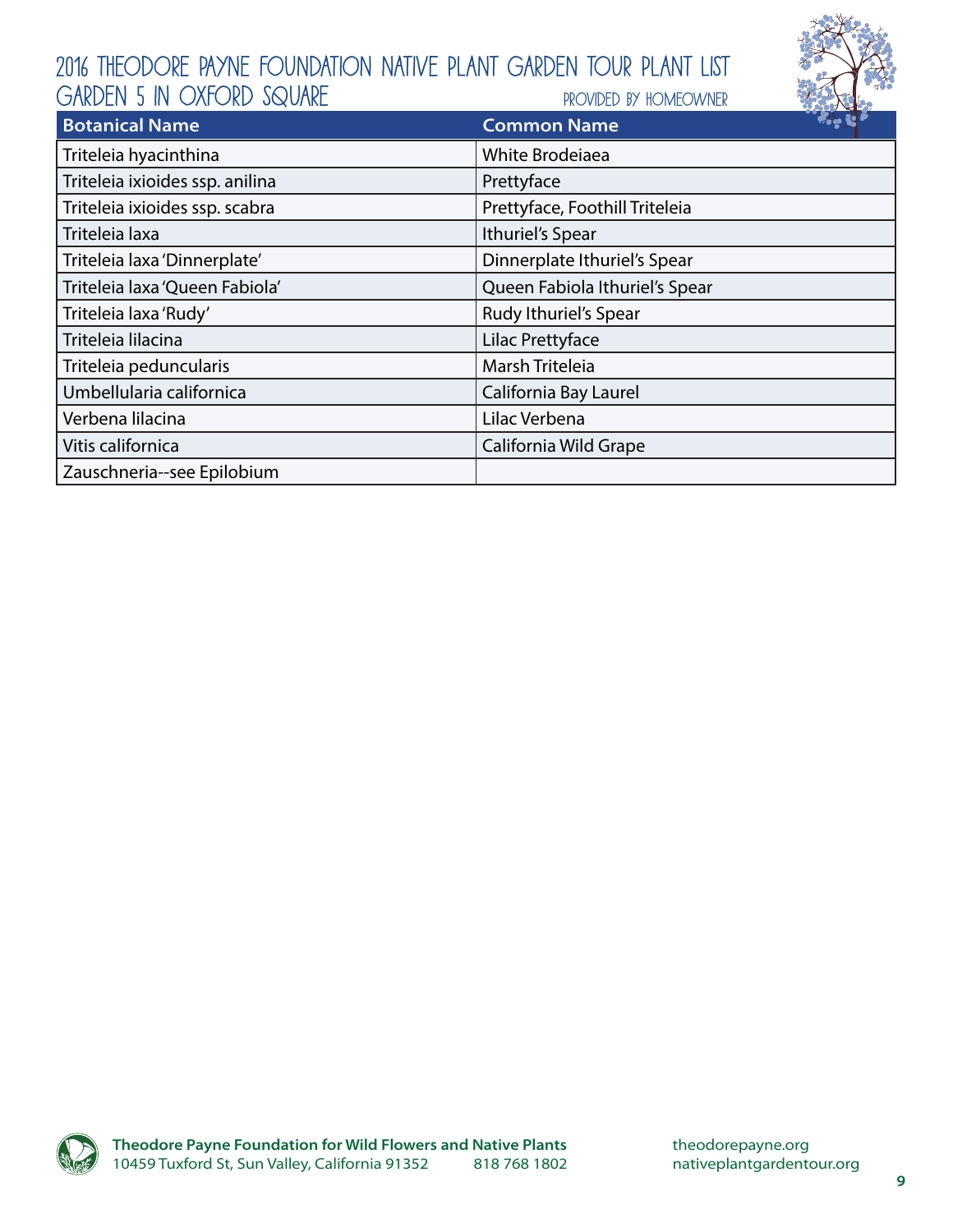# 2016 Theodore Payne Foundation Native Plant Garden Tour Plant List

## Garden 5 in Oxford Square

Provided by homeowner

| Botanical Name | Common Name |
|---|---|
| Triteleia hyacinthina | White Brodeiaea |
| Triteleia ixioides ssp. anilina | Prettyface |
| Triteleia ixioides ssp. scabra | Prettyface, Foothill Triteleia |
| Triteleia laxa | Ithuriel's Spear |
| Triteleia laxa 'Dinnerplate' | Dinnerplate Ithuriel's Spear |
| Triteleia laxa 'Queen Fabiola' | Queen Fabiola Ithuriel's Spear |
| Triteleia laxa 'Rudy' | Rudy Ithuriel's Spear |
| Triteleia lilacina | Lilac Prettyface |
| Triteleia peduncularis | Marsh Triteleia |
| Umbellularia californica | California Bay Laurel |
| Verbena lilacina | Lilac Verbena |
| Vitis californica | California Wild Grape |
| Zauschneria--see Epilobium | |

**Theodore Payne Foundation for Wild Flowers and Native Plants**
10459 Tuxford St, Sun Valley, California 91352 818 768 1802
theodorepayne.org
nativeplantgardentour.org